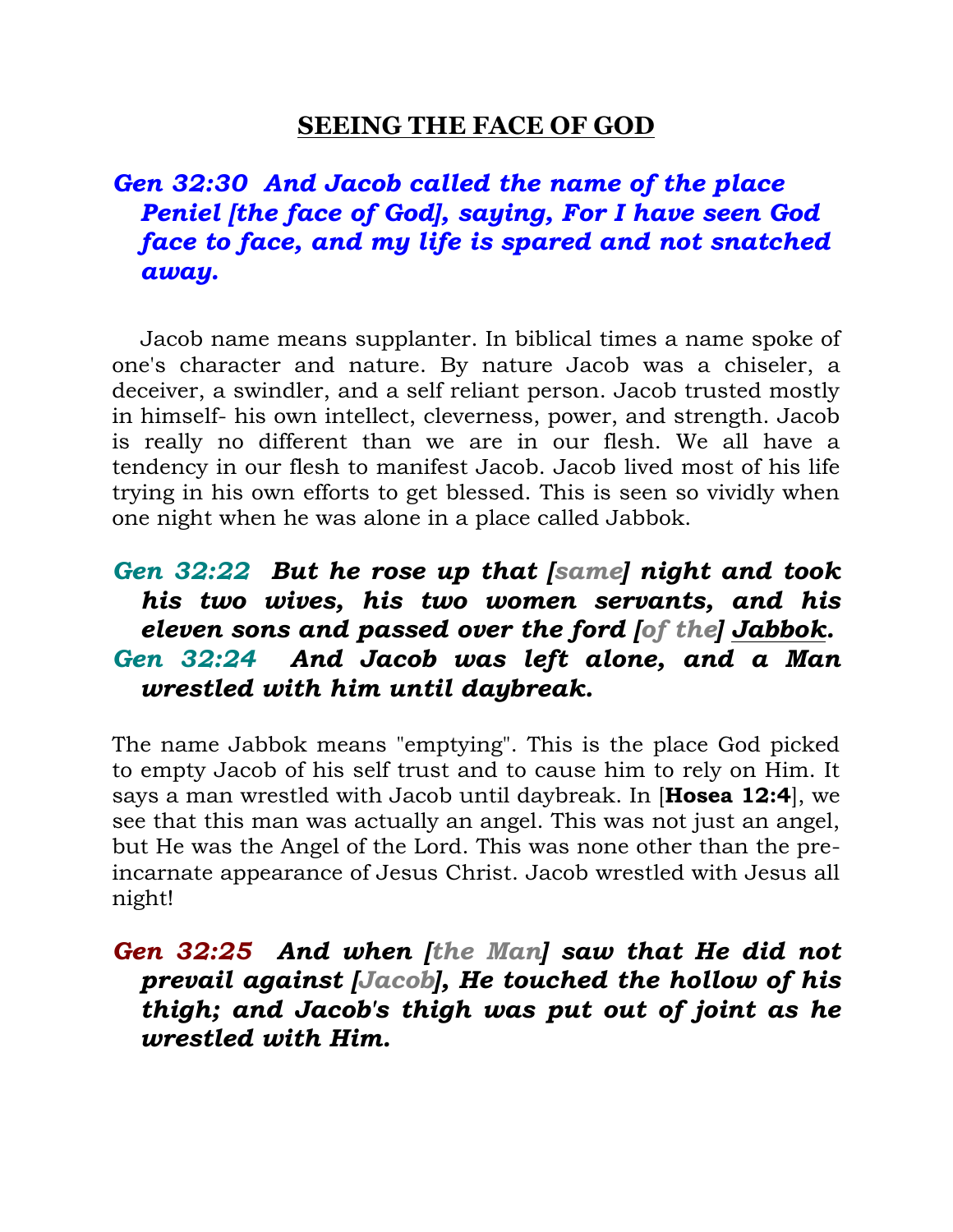# SEEING THE FACE OF GOD

***Gen 32:30 And Jacob called the name of the place Peniel [the face of God], saying, For I have seen God face to face, and my life is spared and not snatched away.***

Jacob name means supplanter. In biblical times a name spoke of one's character and nature. By nature Jacob was a chiseler, a deceiver, a swindler, and a self reliant person. Jacob trusted mostly in himself- his own intellect, cleverness, power, and strength. Jacob is really no different than we are in our flesh. We all have a tendency in our flesh to manifest Jacob. Jacob lived most of his life trying in his own efforts to get blessed. This is seen so vividly when one night when he was alone in a place called Jabbok.

***Gen 32:22 But he rose up that [same] night and took his two wives, his two women servants, and his eleven sons and passed over the ford [of the] Jabbok.***
***Gen 32:24 And Jacob was left alone, and a Man wrestled with him until daybreak.***

The name Jabbok means "emptying". This is the place God picked to empty Jacob of his self trust and to cause him to rely on Him. It says a man wrestled with Jacob until daybreak. In [**Hosea 12:4**], we see that this man was actually an angel. This was not just an angel, but He was the Angel of the Lord. This was none other than the pre-incarnate appearance of Jesus Christ. Jacob wrestled with Jesus all night!

***Gen 32:25 And when [the Man] saw that He did not prevail against [Jacob], He touched the hollow of his thigh; and Jacob's thigh was put out of joint as he wrestled with Him.***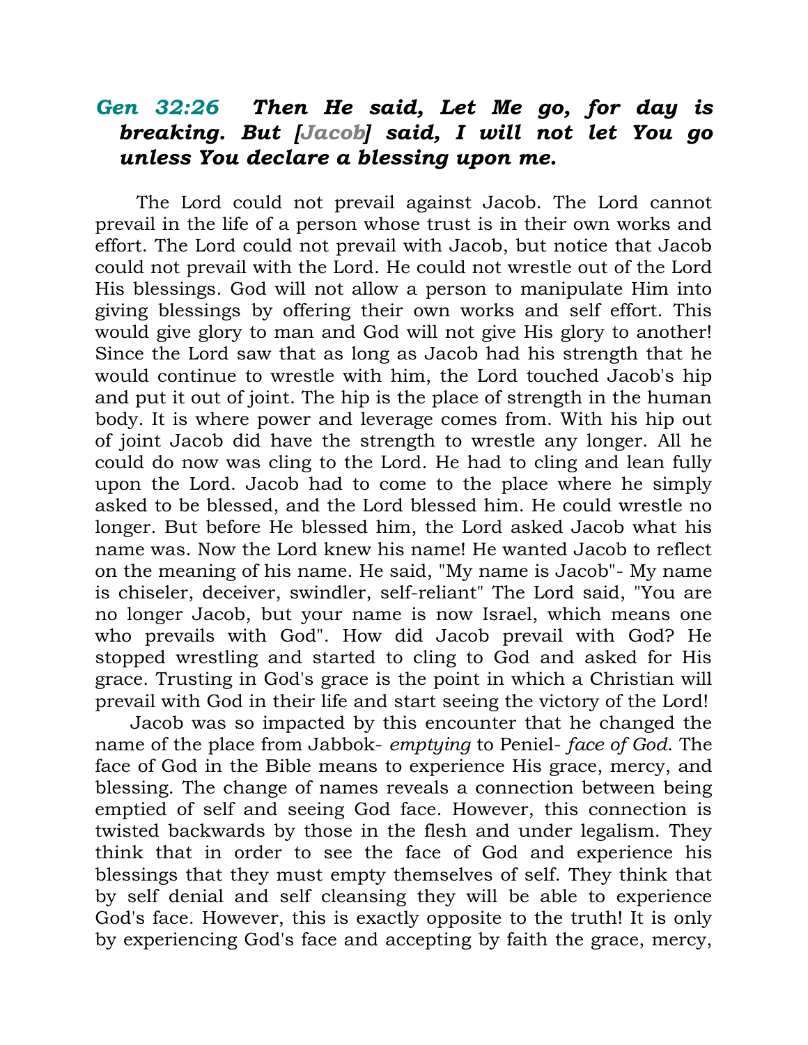***Gen 32:26 Then He said, Let Me go, for day is breaking. But [Jacob] said, I will not let You go unless You declare a blessing upon me.***

The Lord could not prevail against Jacob. The Lord cannot prevail in the life of a person whose trust is in their own works and effort. The Lord could not prevail with Jacob, but notice that Jacob could not prevail with the Lord. He could not wrestle out of the Lord His blessings. God will not allow a person to manipulate Him into giving blessings by offering their own works and self effort. This would give glory to man and God will not give His glory to another! Since the Lord saw that as long as Jacob had his strength that he would continue to wrestle with him, the Lord touched Jacob's hip and put it out of joint. The hip is the place of strength in the human body. It is where power and leverage comes from. With his hip out of joint Jacob did have the strength to wrestle any longer. All he could do now was cling to the Lord. He had to cling and lean fully upon the Lord. Jacob had to come to the place where he simply asked to be blessed, and the Lord blessed him. He could wrestle no longer. But before He blessed him, the Lord asked Jacob what his name was. Now the Lord knew his name! He wanted Jacob to reflect on the meaning of his name. He said, "My name is Jacob"- My name is chiseler, deceiver, swindler, self-reliant" The Lord said, "You are no longer Jacob, but your name is now Israel, which means one who prevails with God". How did Jacob prevail with God? He stopped wrestling and started to cling to God and asked for His grace. Trusting in God's grace is the point in which a Christian will prevail with God in their life and start seeing the victory of the Lord!

Jacob was so impacted by this encounter that he changed the name of the place from Jabbok- *emptying* to Peniel- *face of God*. The face of God in the Bible means to experience His grace, mercy, and blessing. The change of names reveals a connection between being emptied of self and seeing God face. However, this connection is twisted backwards by those in the flesh and under legalism. They think that in order to see the face of God and experience his blessings that they must empty themselves of self. They think that by self denial and self cleansing they will be able to experience God's face. However, this is exactly opposite to the truth! It is only by experiencing God's face and accepting by faith the grace, mercy,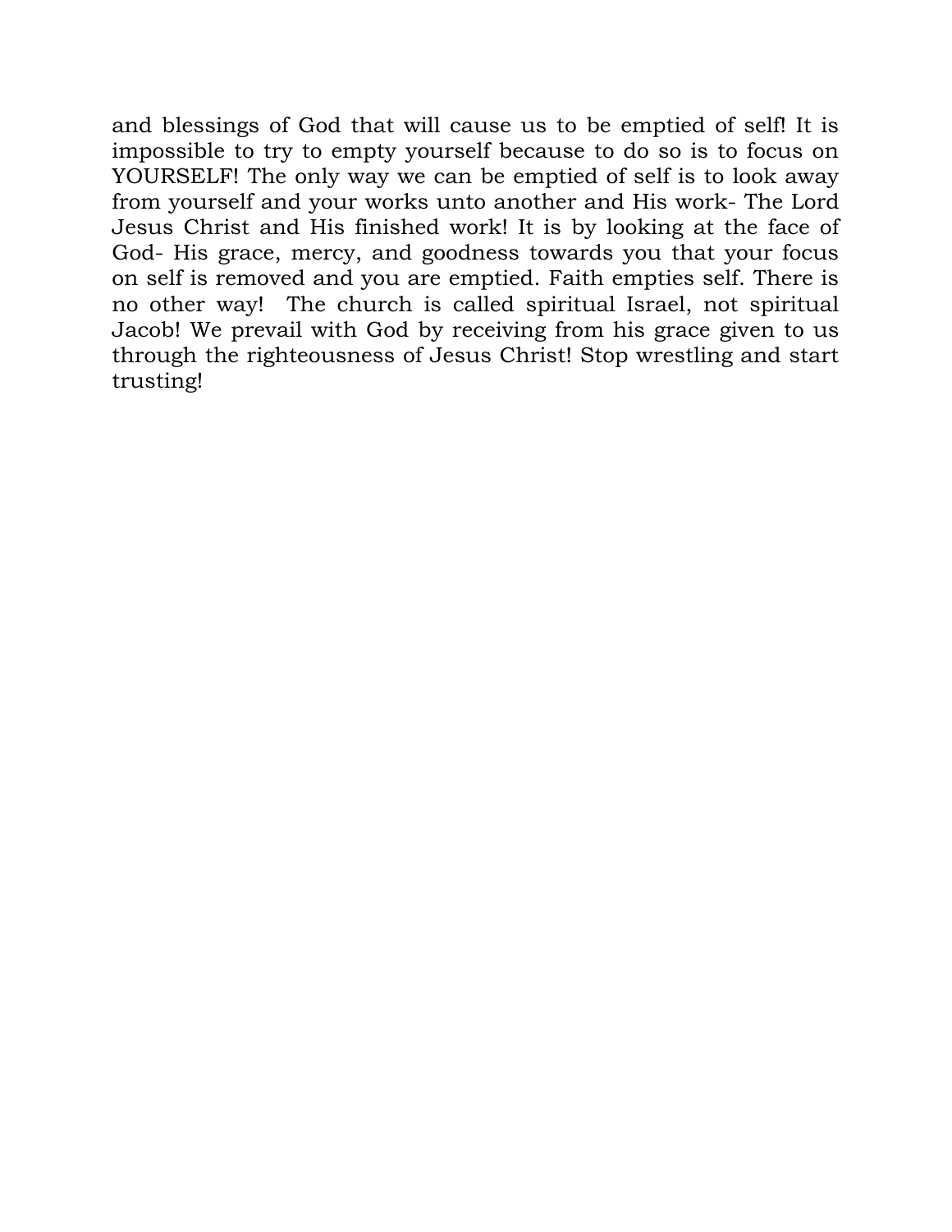and blessings of God that will cause us to be emptied of self! It is impossible to try to empty yourself because to do so is to focus on YOURSELF! The only way we can be emptied of self is to look away from yourself and your works unto another and His work- The Lord Jesus Christ and His finished work! It is by looking at the face of God- His grace, mercy, and goodness towards you that your focus on self is removed and you are emptied. Faith empties self. There is no other way! The church is called spiritual Israel, not spiritual Jacob! We prevail with God by receiving from his grace given to us through the righteousness of Jesus Christ! Stop wrestling and start trusting!